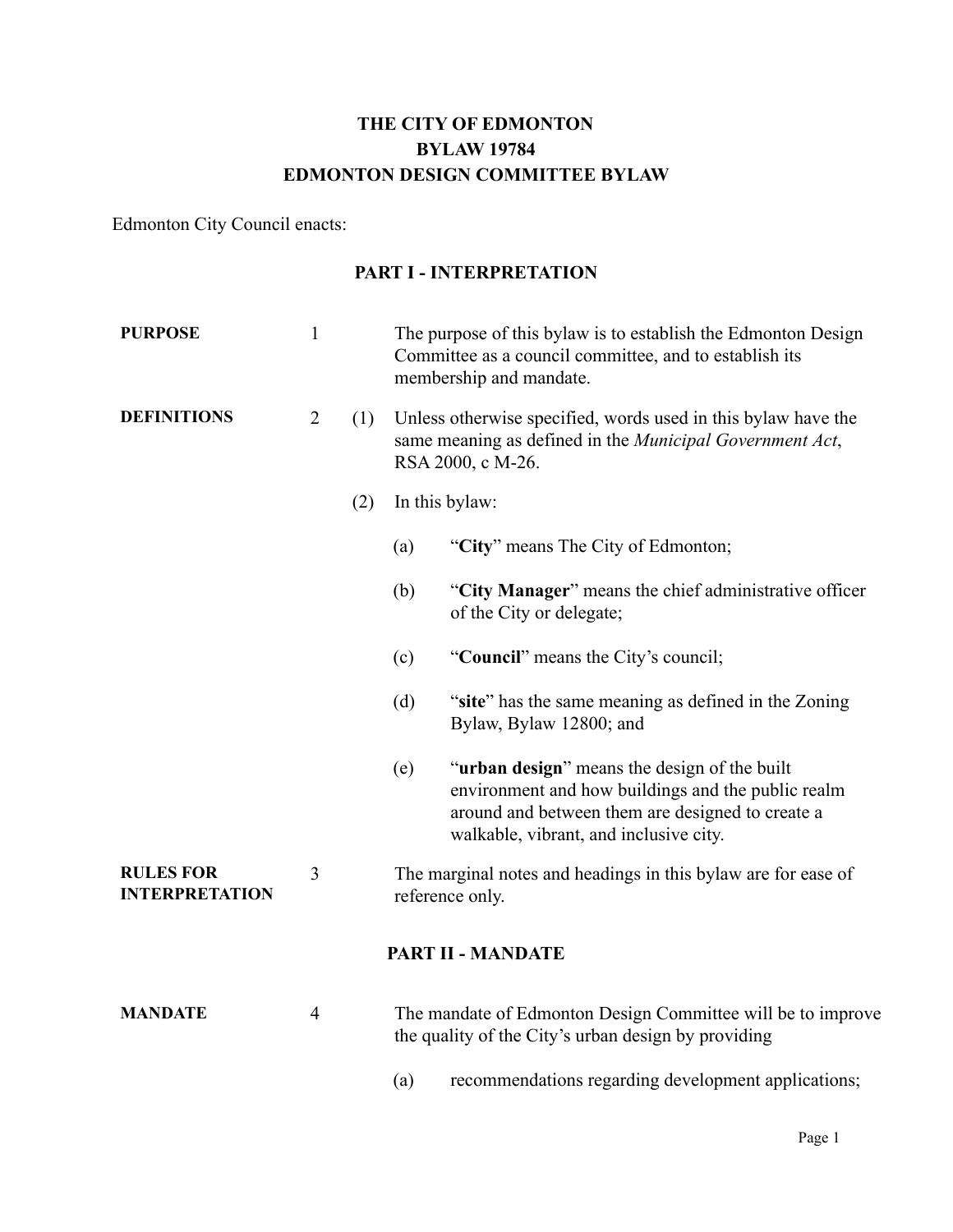# THE CITY OF EDMONTON
# BYLAW 19784
# EDMONTON DESIGN COMMITTEE BYLAW

Edmonton City Council enacts:

## PART I - INTERPRETATION

**PURPOSE**

1 The purpose of this bylaw is to establish the Edmonton Design Committee as a council committee, and to establish its membership and mandate.

**DEFINITIONS**

2 (1) Unless otherwise specified, words used in this bylaw have the same meaning as defined in the *Municipal Government Act*, RSA 2000, c M-26.

(2) In this bylaw:

(a) "**City**" means The City of Edmonton;

(b) "**City Manager**" means the chief administrative officer of the City or delegate;

(c) "**Council**" means the City's council;

(d) "**site**" has the same meaning as defined in the Zoning Bylaw, Bylaw 12800; and

(e) "**urban design**" means the design of the built environment and how buildings and the public realm around and between them are designed to create a walkable, vibrant, and inclusive city.

**RULES FOR INTERPRETATION**

3 The marginal notes and headings in this bylaw are for ease of reference only.

## PART II - MANDATE

**MANDATE**

4 The mandate of Edmonton Design Committee will be to improve the quality of the City's urban design by providing

(a) recommendations regarding development applications;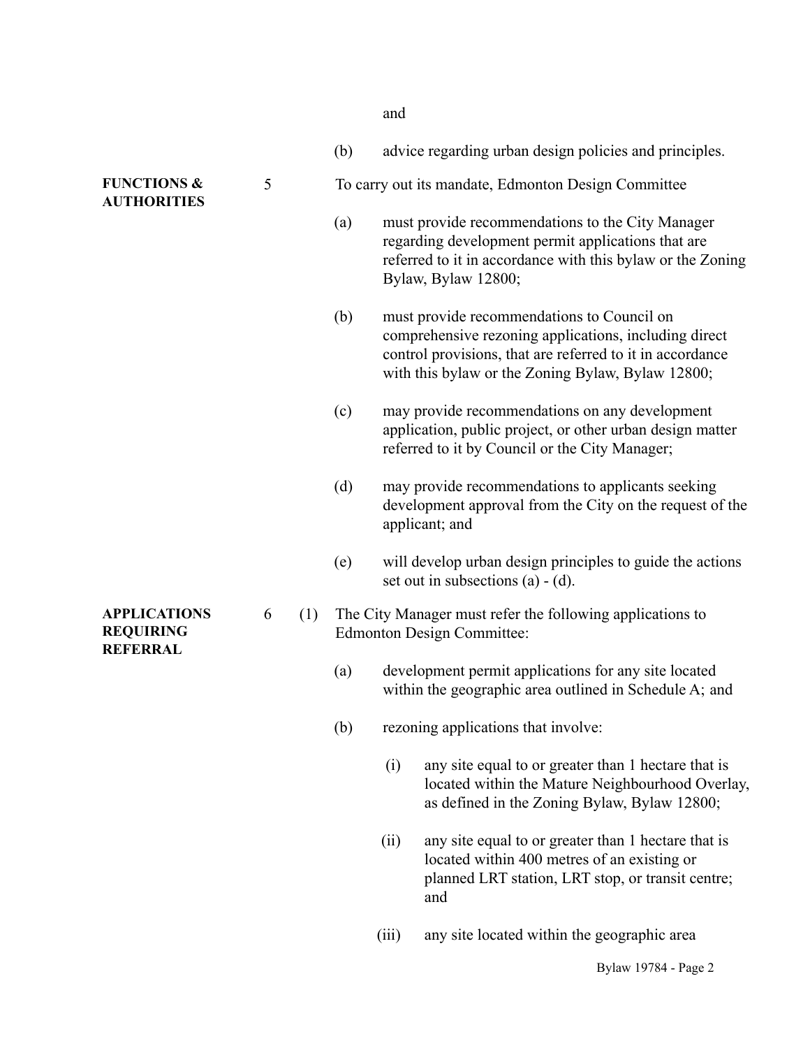and

(b) advice regarding urban design policies and principles.

**FUNCTIONS & AUTHORITIES**

5 To carry out its mandate, Edmonton Design Committee

(a) must provide recommendations to the City Manager regarding development permit applications that are referred to it in accordance with this bylaw or the Zoning Bylaw, Bylaw 12800;

(b) must provide recommendations to Council on comprehensive rezoning applications, including direct control provisions, that are referred to it in accordance with this bylaw or the Zoning Bylaw, Bylaw 12800;

(c) may provide recommendations on any development application, public project, or other urban design matter referred to it by Council or the City Manager;

(d) may provide recommendations to applicants seeking development approval from the City on the request of the applicant; and

(e) will develop urban design principles to guide the actions set out in subsections (a) - (d).

**APPLICATIONS REQUIRING REFERRAL**

6 (1) The City Manager must refer the following applications to Edmonton Design Committee:

(a) development permit applications for any site located within the geographic area outlined in Schedule A; and

(b) rezoning applications that involve:

(i) any site equal to or greater than 1 hectare that is located within the Mature Neighbourhood Overlay, as defined in the Zoning Bylaw, Bylaw 12800;

(ii) any site equal to or greater than 1 hectare that is located within 400 metres of an existing or planned LRT station, LRT stop, or transit centre; and

(iii) any site located within the geographic area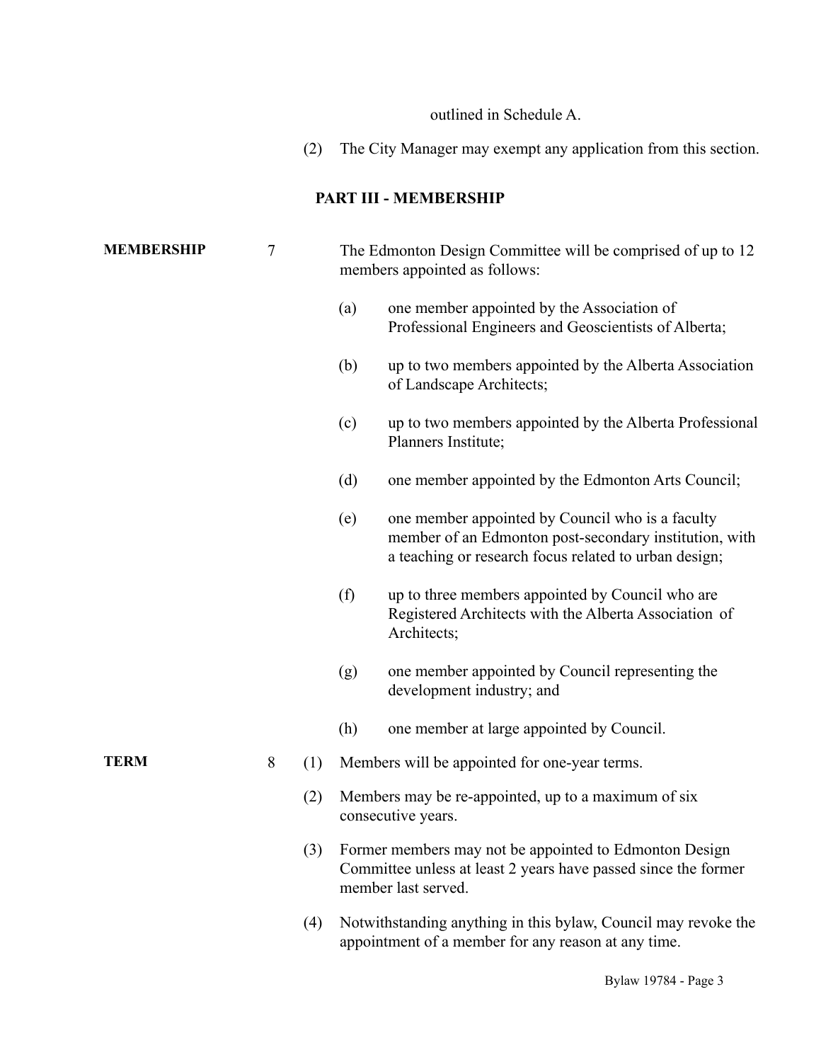outlined in Schedule A.

(2) The City Manager may exempt any application from this section.

## PART III - MEMBERSHIP

**MEMBERSHIP**

7 The Edmonton Design Committee will be comprised of up to 12 members appointed as follows:

(a) one member appointed by the Association of Professional Engineers and Geoscientists of Alberta;

(b) up to two members appointed by the Alberta Association of Landscape Architects;

(c) up to two members appointed by the Alberta Professional Planners Institute;

(d) one member appointed by the Edmonton Arts Council;

(e) one member appointed by Council who is a faculty member of an Edmonton post-secondary institution, with a teaching or research focus related to urban design;

(f) up to three members appointed by Council who are Registered Architects with the Alberta Association of Architects;

(g) one member appointed by Council representing the development industry; and

(h) one member at large appointed by Council.

**TERM**

8 (1) Members will be appointed for one-year terms.

(2) Members may be re-appointed, up to a maximum of six consecutive years.

(3) Former members may not be appointed to Edmonton Design Committee unless at least 2 years have passed since the former member last served.

(4) Notwithstanding anything in this bylaw, Council may revoke the appointment of a member for any reason at any time.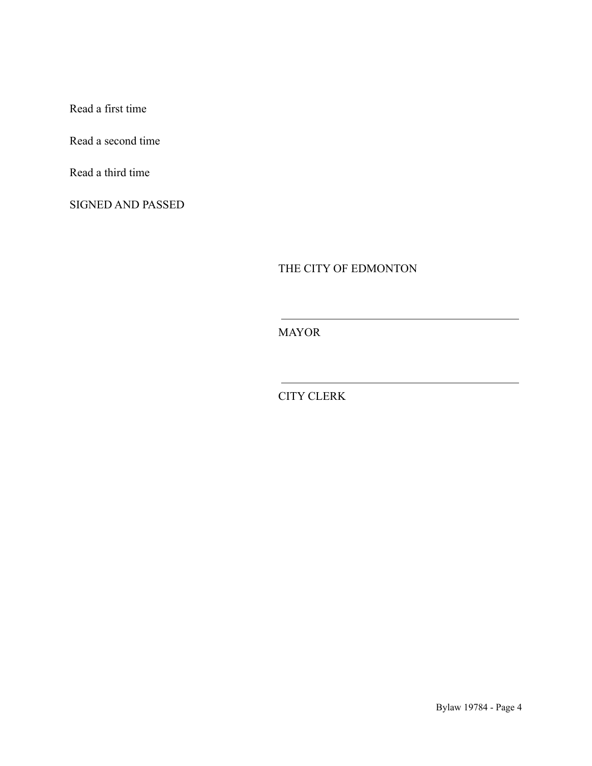Read a first time

Read a second time

Read a third time

SIGNED AND PASSED

THE CITY OF EDMONTON

\_\_\_\_\_\_\_\_\_\_\_\_\_\_\_\_\_\_\_\_\_\_\_\_\_\_\_\_\_\_\_\_\_\_\_\_\_\_\_\_\_\_\_\_

MAYOR

\_\_\_\_\_\_\_\_\_\_\_\_\_\_\_\_\_\_\_\_\_\_\_\_\_\_\_\_\_\_\_\_\_\_\_\_\_\_\_\_\_\_\_\_

CITY CLERK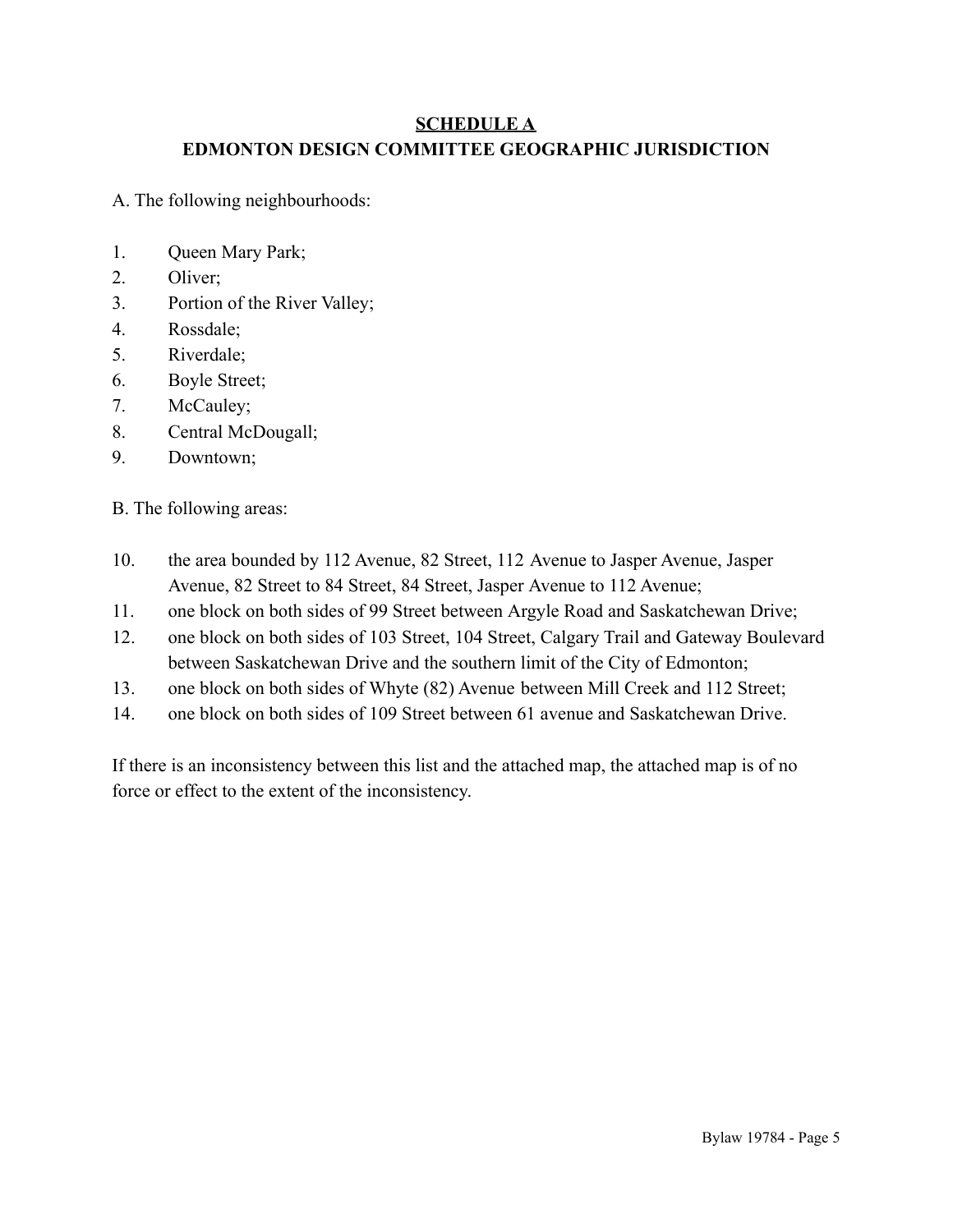## SCHEDULE A

## EDMONTON DESIGN COMMITTEE GEOGRAPHIC JURISDICTION

A. The following neighbourhoods:

1. Queen Mary Park;
2. Oliver;
3. Portion of the River Valley;
4. Rossdale;
5. Riverdale;
6. Boyle Street;
7. McCauley;
8. Central McDougall;
9. Downtown;

B. The following areas:

10. the area bounded by 112 Avenue, 82 Street, 112 Avenue to Jasper Avenue, Jasper Avenue, 82 Street to 84 Street, 84 Street, Jasper Avenue to 112 Avenue;
11. one block on both sides of 99 Street between Argyle Road and Saskatchewan Drive;
12. one block on both sides of 103 Street, 104 Street, Calgary Trail and Gateway Boulevard between Saskatchewan Drive and the southern limit of the City of Edmonton;
13. one block on both sides of Whyte (82) Avenue between Mill Creek and 112 Street;
14. one block on both sides of 109 Street between 61 avenue and Saskatchewan Drive.

If there is an inconsistency between this list and the attached map, the attached map is of no force or effect to the extent of the inconsistency.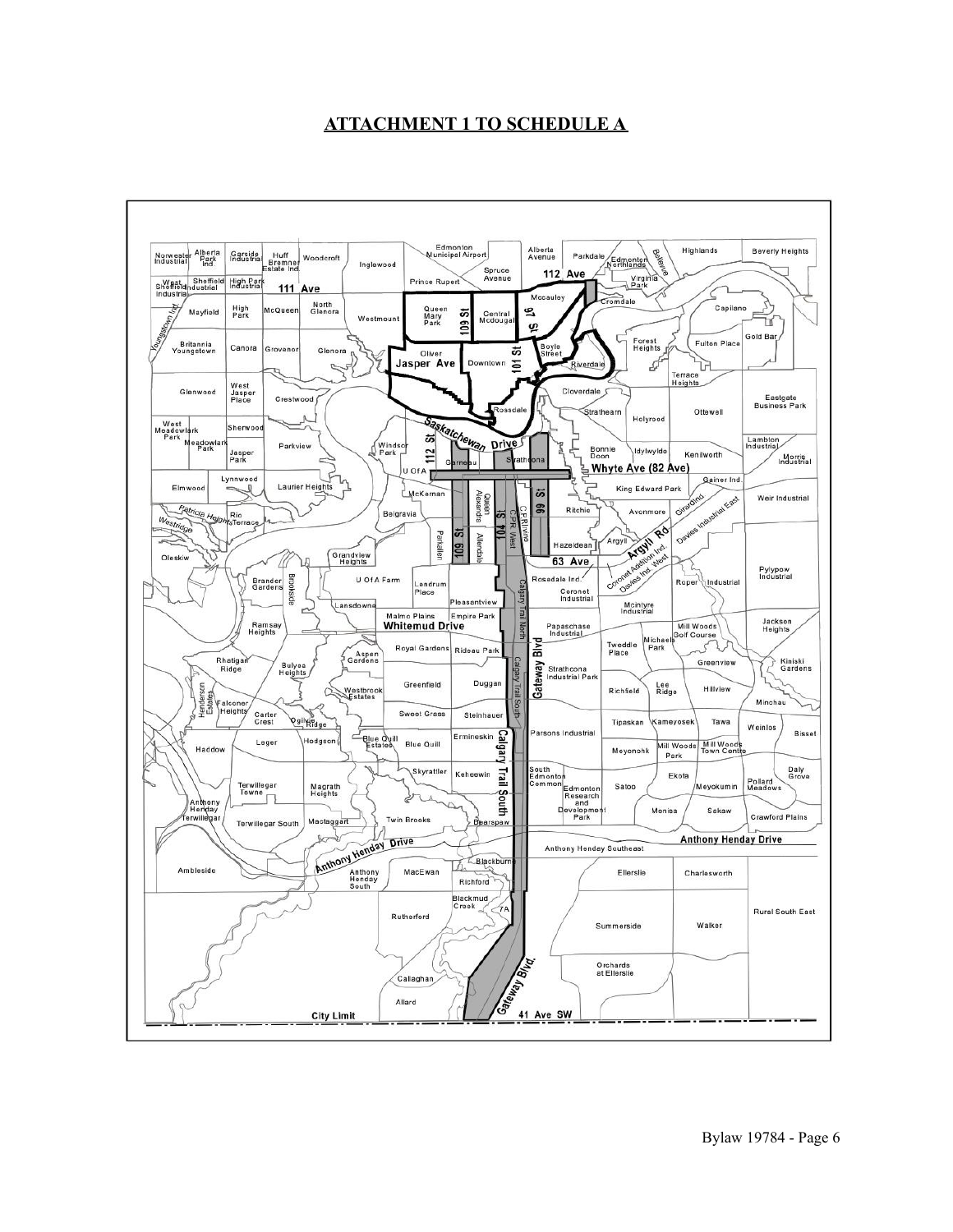# ATTACHMENT 1 TO SCHEDULE A

Norwester Industrial
Alberta Park Ind.
Garside Industrial
Huff Bremner Estate Ind.
Woodcroft
Inglewood
Edmonton Municipal Airport
Alberta Avenue
Parkdale
Edmonton Northlands
Bellevue
Highlands
Beverly Heights
West Sheffield Industrial
Sheffield Industrial
High Park Industrial
111 Ave
Prince Rupert
Spruce Avenue
112 Ave
Virginia Park
Mayfield
High Park
McQueen
North Glenora
Westmount
Queen Mary Park
109 St
Central Mcdougall
97 St
McCauley
Cromdale
Capilano
Youngstown Ind.
Britannia Youngstown
Canora
Grovenor
Glenora
Oliver
Jasper Ave
Downtown
101 St
Boyle Street
Riverdale
Forest Heights
Fulton Place
Gold Bar
Terrace Heights
Glenwood
West Jasper Place
Crestwood
Rossdale
Cloverdale
Strathearn
Holyrood
Ottewell
Eastgate Business Park
West Meadowlark Park
Sherwood
Meadowlark Park
Jasper Park
Parkview
Windsor Park
112 St
Saskatchewan Drive
Garneau
Strathcona
Bonnie Doon
Idylwylde
Kenilworth
Lambton Industrial
Morris Industrial
U Of A
Whyte Ave (82 Ave)
Lynnwood
Laurier Heights
Elmwood
McKernan
Queen Alexandra
104 St
CPR Irvine
99 St
Gainer Ind.
King Edward Park
Weir Industrial
Patricia Heights
Rio Terrace
Westridge
Belgravia
Ritchie
Avonmore
Girard Ind.
Davies Industrial East
Parkallen
109 St
Allendale
CPR West
Hazeldean
Argyll
Argyll Rd
Oleskiw
Grandview Heights
63 Ave
Coronet Addition Ind.
Davies Ind. West
Brander Gardens
Brookside
U Of A Farm
Lendrum Place
Calgary Trail North
Rosedale Ind.
Coronet Industrial
Roper
Industrial
Pylypow Industrial
Lansdowne
Pleasantview
McIntyre Industrial
Ramsay Heights
Malmo Plains
Empire Park
Whitemud Drive
Papaschase Industrial
Mill Woods Golf Course
Jackson Heights
Aspen Gardens
Royal Gardens
Rideau Park
Gateway Blvd
Tweddle Place
Michaels Park
Rhatigan Ridge
Bulyea Heights
Calgary Trail South
Strathcona Industrial Park
Greenview
Kiniski Gardens
Henderson Estates
Westbrook Estates
Greenfield
Duggan
Lee Ridge
Richfield
Hillview
Minchau
Falconer Heights
Carter Crest
Ogilvie Ridge
Sweet Grass
Steinhauer
Tipaskan
Kameyosek
Tawa
Weinlos
Haddow
Leger
Hodgson
Blue Quill Estates
Blue Quill
Ermineskin
Parsons Industrial
Meyonohk
Mill Woods Park
Mill Woods Town Centre
Bisset
Calgary Trail South
Terwillegar Towne
Magrath Heights
Skyrattler
Keheewin
South Edmonton Common
Edmonton Research and Development Park
Satoo
Ekota
Meyokumin
Pollard Meadows
Daly Grove
Anthony Henday Terwillegar
Terwillegar South
Mactaggart
Twin Brooks
Bearspaw
Menisa
Sakaw
Crawford Plains
Anthony Henday Drive
Anthony Henday Southeast
Anthony Henday Drive
Ambleside
Anthony Henday South
MacEwan
Blackburne
Richford
Ellerslie
Charlesworth
Blackmud Creek
7A
Rutherford
Summerside
Walker
Rural South East
Orchards at Ellerslie
Callaghan
Gateway Blvd.
Allard
City Limit
41 Ave SW